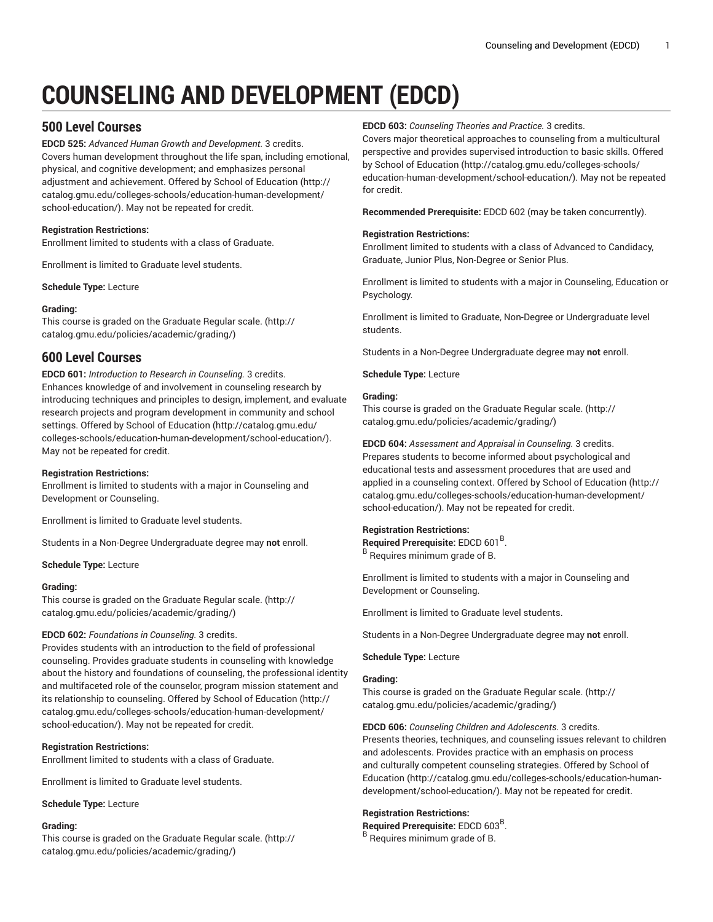# COUNSELING AND DEVELOPMENT (EDCD)

## 500 Level Courses

**EDCD 525:** *Advanced Human Growth and Development.* 3 credits.
Covers human development throughout the life span, including emotional, physical, and cognitive development; and emphasizes personal adjustment and achievement. Offered by School of Education (http://catalog.gmu.edu/colleges-schools/education-human-development/school-education/). May not be repeated for credit.

**Registration Restrictions:**
Enrollment limited to students with a class of Graduate.

Enrollment is limited to Graduate level students.

**Schedule Type:** Lecture

**Grading:**
This course is graded on the Graduate Regular scale. (http://catalog.gmu.edu/policies/academic/grading/)

## 600 Level Courses

**EDCD 601:** *Introduction to Research in Counseling.* 3 credits.
Enhances knowledge of and involvement in counseling research by introducing techniques and principles to design, implement, and evaluate research projects and program development in community and school settings. Offered by School of Education (http://catalog.gmu.edu/colleges-schools/education-human-development/school-education/). May not be repeated for credit.

**Registration Restrictions:**
Enrollment is limited to students with a major in Counseling and Development or Counseling.

Enrollment is limited to Graduate level students.

Students in a Non-Degree Undergraduate degree may **not** enroll.

**Schedule Type:** Lecture

**Grading:**
This course is graded on the Graduate Regular scale. (http://catalog.gmu.edu/policies/academic/grading/)

**EDCD 602:** *Foundations in Counseling.* 3 credits.
Provides students with an introduction to the field of professional counseling. Provides graduate students in counseling with knowledge about the history and foundations of counseling, the professional identity and multifaceted role of the counselor, program mission statement and its relationship to counseling. Offered by School of Education (http://catalog.gmu.edu/colleges-schools/education-human-development/school-education/). May not be repeated for credit.

**Registration Restrictions:**
Enrollment limited to students with a class of Graduate.

Enrollment is limited to Graduate level students.

**Schedule Type:** Lecture

**Grading:**
This course is graded on the Graduate Regular scale. (http://catalog.gmu.edu/policies/academic/grading/)

**EDCD 603:** *Counseling Theories and Practice.* 3 credits.
Covers major theoretical approaches to counseling from a multicultural perspective and provides supervised introduction to basic skills. Offered by School of Education (http://catalog.gmu.edu/colleges-schools/education-human-development/school-education/). May not be repeated for credit.

**Recommended Prerequisite:** EDCD 602 (may be taken concurrently).

**Registration Restrictions:**
Enrollment limited to students with a class of Advanced to Candidacy, Graduate, Junior Plus, Non-Degree or Senior Plus.

Enrollment is limited to students with a major in Counseling, Education or Psychology.

Enrollment is limited to Graduate, Non-Degree or Undergraduate level students.

Students in a Non-Degree Undergraduate degree may **not** enroll.

**Schedule Type:** Lecture

**Grading:**
This course is graded on the Graduate Regular scale. (http://catalog.gmu.edu/policies/academic/grading/)

**EDCD 604:** *Assessment and Appraisal in Counseling.* 3 credits.
Prepares students to become informed about psychological and educational tests and assessment procedures that are used and applied in a counseling context. Offered by School of Education (http://catalog.gmu.edu/colleges-schools/education-human-development/school-education/). May not be repeated for credit.

**Registration Restrictions:**
**Required Prerequisite:** EDCD 601[B].
[B] Requires minimum grade of B.

Enrollment is limited to students with a major in Counseling and Development or Counseling.

Enrollment is limited to Graduate level students.

Students in a Non-Degree Undergraduate degree may **not** enroll.

**Schedule Type:** Lecture

**Grading:**
This course is graded on the Graduate Regular scale. (http://catalog.gmu.edu/policies/academic/grading/)

**EDCD 606:** *Counseling Children and Adolescents.* 3 credits.
Presents theories, techniques, and counseling issues relevant to children and adolescents. Provides practice with an emphasis on process and culturally competent counseling strategies. Offered by School of Education (http://catalog.gmu.edu/colleges-schools/education-human-development/school-education/). May not be repeated for credit.

**Registration Restrictions:**
**Required Prerequisite:** EDCD 603[B].
[B] Requires minimum grade of B.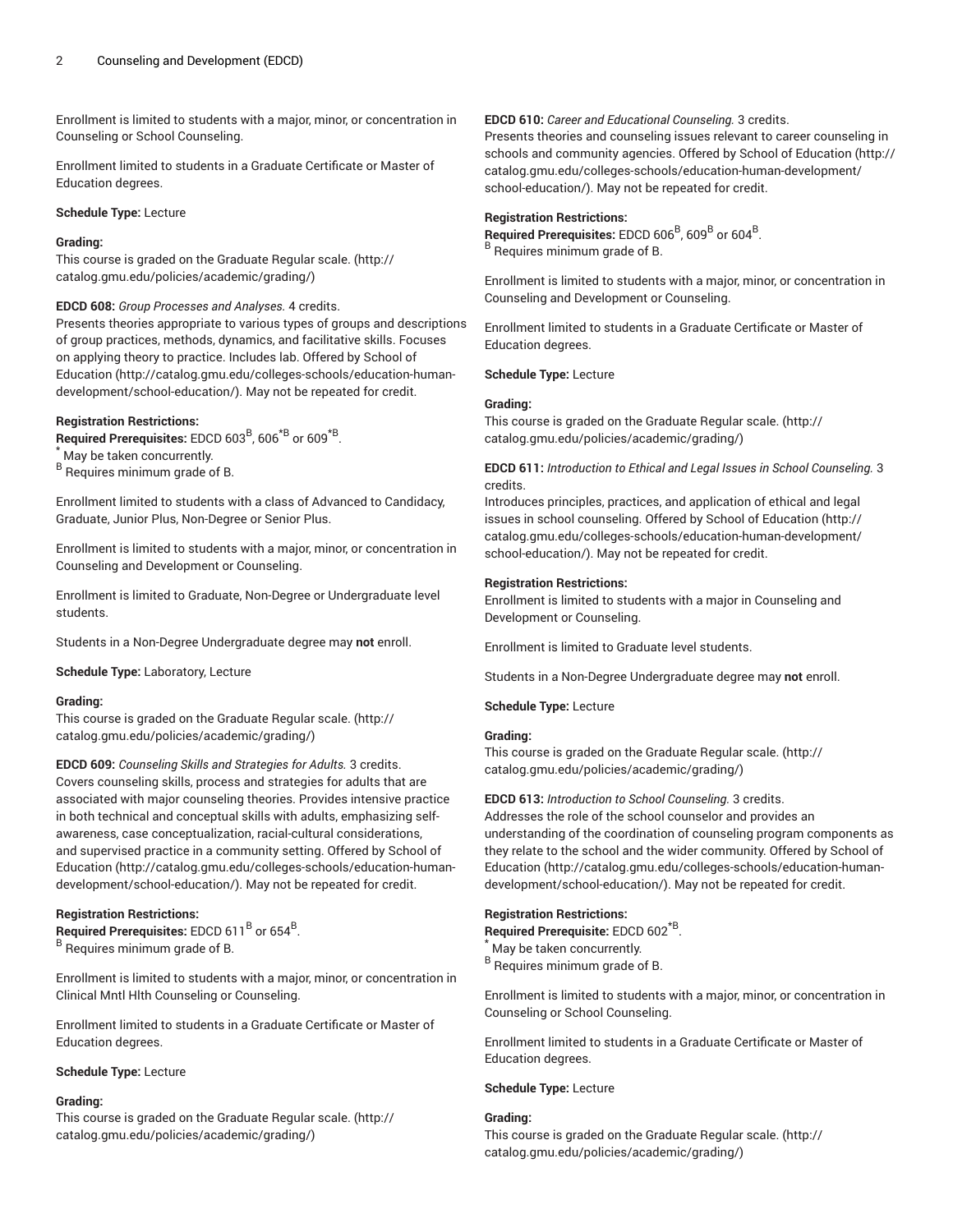Enrollment is limited to students with a major, minor, or concentration in Counseling or School Counseling.

Enrollment limited to students in a Graduate Certificate or Master of Education degrees.

**Schedule Type:** Lecture

**Grading:**
This course is graded on the Graduate Regular scale. (http://catalog.gmu.edu/policies/academic/grading/)

**EDCD 608:** *Group Processes and Analyses.* 4 credits.
Presents theories appropriate to various types of groups and descriptions of group practices, methods, dynamics, and facilitative skills. Focuses on applying theory to practice. Includes lab. Offered by School of Education (http://catalog.gmu.edu/colleges-schools/education-human-development/school-education/). May not be repeated for credit.

**Registration Restrictions:**
**Required Prerequisites:** EDCD 603[B], 606[*B] or 609[*B].
[*] May be taken concurrently.
[B] Requires minimum grade of B.

Enrollment limited to students with a class of Advanced to Candidacy, Graduate, Junior Plus, Non-Degree or Senior Plus.

Enrollment is limited to students with a major, minor, or concentration in Counseling and Development or Counseling.

Enrollment is limited to Graduate, Non-Degree or Undergraduate level students.

Students in a Non-Degree Undergraduate degree may **not** enroll.

**Schedule Type:** Laboratory, Lecture

**Grading:**
This course is graded on the Graduate Regular scale. (http://catalog.gmu.edu/policies/academic/grading/)

**EDCD 609:** *Counseling Skills and Strategies for Adults.* 3 credits.
Covers counseling skills, process and strategies for adults that are associated with major counseling theories. Provides intensive practice in both technical and conceptual skills with adults, emphasizing self-awareness, case conceptualization, racial-cultural considerations, and supervised practice in a community setting. Offered by School of Education (http://catalog.gmu.edu/colleges-schools/education-human-development/school-education/). May not be repeated for credit.

**Registration Restrictions:**
**Required Prerequisites:** EDCD 611[B] or 654[B].
[B] Requires minimum grade of B.

Enrollment is limited to students with a major, minor, or concentration in Clinical Mntl Hlth Counseling or Counseling.

Enrollment limited to students in a Graduate Certificate or Master of Education degrees.

**Schedule Type:** Lecture

**Grading:**
This course is graded on the Graduate Regular scale. (http://catalog.gmu.edu/policies/academic/grading/)

**EDCD 610:** *Career and Educational Counseling.* 3 credits.
Presents theories and counseling issues relevant to career counseling in schools and community agencies. Offered by School of Education (http://catalog.gmu.edu/colleges-schools/education-human-development/school-education/). May not be repeated for credit.

**Registration Restrictions:**
**Required Prerequisites:** EDCD 606[B], 609[B] or 604[B].
[B] Requires minimum grade of B.

Enrollment is limited to students with a major, minor, or concentration in Counseling and Development or Counseling.

Enrollment limited to students in a Graduate Certificate or Master of Education degrees.

**Schedule Type:** Lecture

**Grading:**
This course is graded on the Graduate Regular scale. (http://catalog.gmu.edu/policies/academic/grading/)

**EDCD 611:** *Introduction to Ethical and Legal Issues in School Counseling.* 3 credits.
Introduces principles, practices, and application of ethical and legal issues in school counseling. Offered by School of Education (http://catalog.gmu.edu/colleges-schools/education-human-development/school-education/). May not be repeated for credit.

**Registration Restrictions:**
Enrollment is limited to students with a major in Counseling and Development or Counseling.

Enrollment is limited to Graduate level students.

Students in a Non-Degree Undergraduate degree may **not** enroll.

**Schedule Type:** Lecture

**Grading:**
This course is graded on the Graduate Regular scale. (http://catalog.gmu.edu/policies/academic/grading/)

**EDCD 613:** *Introduction to School Counseling.* 3 credits.
Addresses the role of the school counselor and provides an understanding of the coordination of counseling program components as they relate to the school and the wider community. Offered by School of Education (http://catalog.gmu.edu/colleges-schools/education-human-development/school-education/). May not be repeated for credit.

**Registration Restrictions:**
**Required Prerequisite:** EDCD 602[*B].
[*] May be taken concurrently.
[B] Requires minimum grade of B.

Enrollment is limited to students with a major, minor, or concentration in Counseling or School Counseling.

Enrollment limited to students in a Graduate Certificate or Master of Education degrees.

**Schedule Type:** Lecture

**Grading:**
This course is graded on the Graduate Regular scale. (http://catalog.gmu.edu/policies/academic/grading/)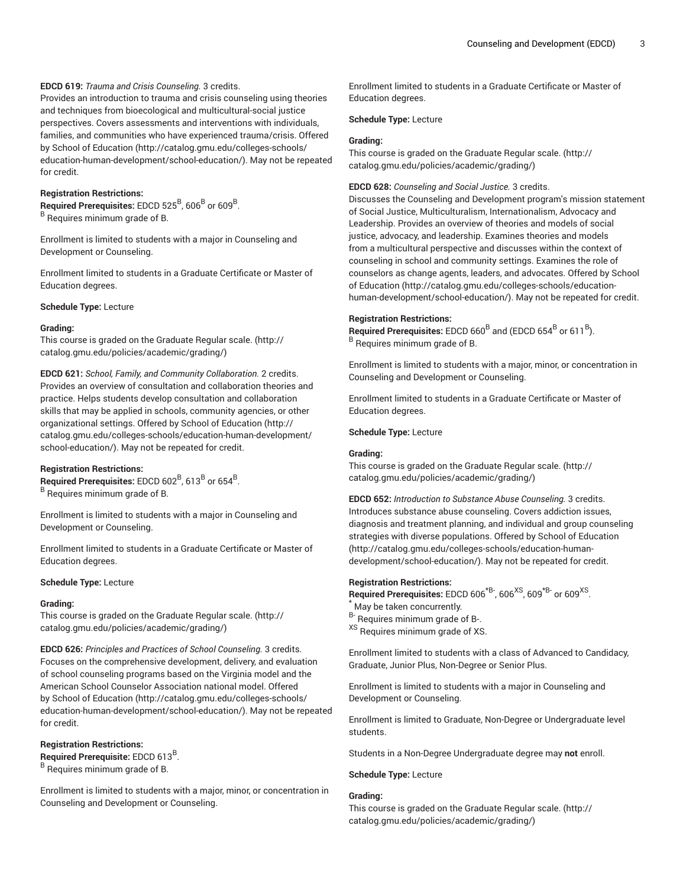**EDCD 619:** *Trauma and Crisis Counseling.* 3 credits.
Provides an introduction to trauma and crisis counseling using theories and techniques from bioecological and multicultural-social justice perspectives. Covers assessments and interventions with individuals, families, and communities who have experienced trauma/crisis. Offered by School of Education (http://catalog.gmu.edu/colleges-schools/education-human-development/school-education/). May not be repeated for credit.

**Registration Restrictions:**
**Required Prerequisites:** EDCD 525[B], 606[B] or 609[B].
[B] Requires minimum grade of B.

Enrollment is limited to students with a major in Counseling and Development or Counseling.

Enrollment limited to students in a Graduate Certificate or Master of Education degrees.

**Schedule Type:** Lecture

**Grading:**
This course is graded on the Graduate Regular scale. (http://catalog.gmu.edu/policies/academic/grading/)

**EDCD 621:** *School, Family, and Community Collaboration.* 2 credits.
Provides an overview of consultation and collaboration theories and practice. Helps students develop consultation and collaboration skills that may be applied in schools, community agencies, or other organizational settings. Offered by School of Education (http://catalog.gmu.edu/colleges-schools/education-human-development/school-education/). May not be repeated for credit.

**Registration Restrictions:**
**Required Prerequisites:** EDCD 602[B], 613[B] or 654[B].
[B] Requires minimum grade of B.

Enrollment is limited to students with a major in Counseling and Development or Counseling.

Enrollment limited to students in a Graduate Certificate or Master of Education degrees.

**Schedule Type:** Lecture

**Grading:**
This course is graded on the Graduate Regular scale. (http://catalog.gmu.edu/policies/academic/grading/)

**EDCD 626:** *Principles and Practices of School Counseling.* 3 credits.
Focuses on the comprehensive development, delivery, and evaluation of school counseling programs based on the Virginia model and the American School Counselor Association national model. Offered by School of Education (http://catalog.gmu.edu/colleges-schools/education-human-development/school-education/). May not be repeated for credit.

**Registration Restrictions:**
**Required Prerequisite:** EDCD 613[B].
[B] Requires minimum grade of B.

Enrollment is limited to students with a major, minor, or concentration in Counseling and Development or Counseling.

Enrollment limited to students in a Graduate Certificate or Master of Education degrees.

**Schedule Type:** Lecture

**Grading:**
This course is graded on the Graduate Regular scale. (http://catalog.gmu.edu/policies/academic/grading/)

**EDCD 628:** *Counseling and Social Justice.* 3 credits.
Discusses the Counseling and Development program's mission statement of Social Justice, Multiculturalism, Internationalism, Advocacy and Leadership. Provides an overview of theories and models of social justice, advocacy, and leadership. Examines theories and models from a multicultural perspective and discusses within the context of counseling in school and community settings. Examines the role of counselors as change agents, leaders, and advocates. Offered by School of Education (http://catalog.gmu.edu/colleges-schools/education-human-development/school-education/). May not be repeated for credit.

**Registration Restrictions:**
**Required Prerequisites:** EDCD 660[B] and (EDCD 654[B] or 611[B]).
[B] Requires minimum grade of B.

Enrollment is limited to students with a major, minor, or concentration in Counseling and Development or Counseling.

Enrollment limited to students in a Graduate Certificate or Master of Education degrees.

**Schedule Type:** Lecture

**Grading:**
This course is graded on the Graduate Regular scale. (http://catalog.gmu.edu/policies/academic/grading/)

**EDCD 652:** *Introduction to Substance Abuse Counseling.* 3 credits.
Introduces substance abuse counseling. Covers addiction issues, diagnosis and treatment planning, and individual and group counseling strategies with diverse populations. Offered by School of Education (http://catalog.gmu.edu/colleges-schools/education-human-development/school-education/). May not be repeated for credit.

**Registration Restrictions:**
**Required Prerequisites:** EDCD 606[*B-], 606[XS], 609[*B-] or 609[XS].
[*] May be taken concurrently.
[B-] Requires minimum grade of B-.
[XS] Requires minimum grade of XS.

Enrollment limited to students with a class of Advanced to Candidacy, Graduate, Junior Plus, Non-Degree or Senior Plus.

Enrollment is limited to students with a major in Counseling and Development or Counseling.

Enrollment is limited to Graduate, Non-Degree or Undergraduate level students.

Students in a Non-Degree Undergraduate degree may **not** enroll.

**Schedule Type:** Lecture

**Grading:**
This course is graded on the Graduate Regular scale. (http://catalog.gmu.edu/policies/academic/grading/)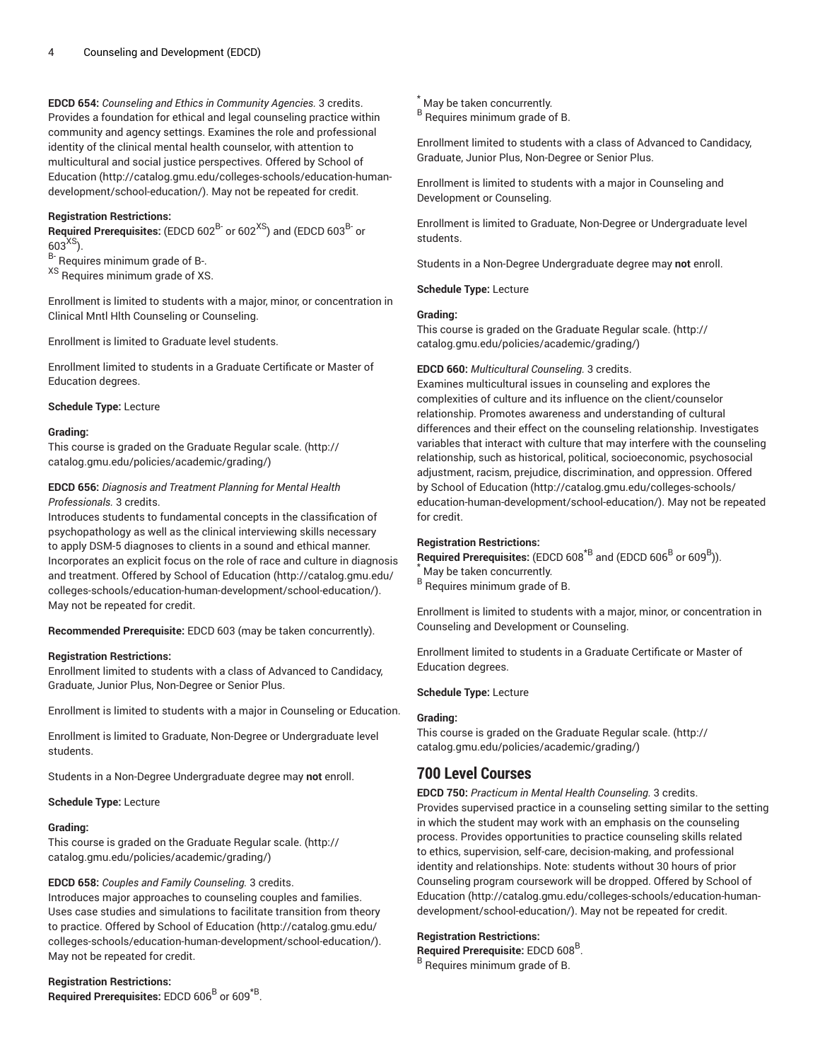**EDCD 654:** *Counseling and Ethics in Community Agencies.* 3 credits.
Provides a foundation for ethical and legal counseling practice within community and agency settings. Examines the role and professional identity of the clinical mental health counselor, with attention to multicultural and social justice perspectives. Offered by School of Education (http://catalog.gmu.edu/colleges-schools/education-human-development/school-education/). May not be repeated for credit.

**Registration Restrictions:**
**Required Prerequisites:** (EDCD 602$^{B-}$ or 602$^{XS}$) and (EDCD 603$^{B-}$ or 603$^{XS}$).
$^{B-}$ Requires minimum grade of B-.
$^{XS}$ Requires minimum grade of XS.

Enrollment is limited to students with a major, minor, or concentration in Clinical Mntl Hlth Counseling or Counseling.

Enrollment is limited to Graduate level students.

Enrollment limited to students in a Graduate Certificate or Master of Education degrees.

**Schedule Type:** Lecture

**Grading:**
This course is graded on the Graduate Regular scale. (http://catalog.gmu.edu/policies/academic/grading/)

**EDCD 656:** *Diagnosis and Treatment Planning for Mental Health Professionals.* 3 credits.
Introduces students to fundamental concepts in the classification of psychopathology as well as the clinical interviewing skills necessary to apply DSM-5 diagnoses to clients in a sound and ethical manner. Incorporates an explicit focus on the role of race and culture in diagnosis and treatment. Offered by School of Education (http://catalog.gmu.edu/colleges-schools/education-human-development/school-education/). May not be repeated for credit.

**Recommended Prerequisite:** EDCD 603 (may be taken concurrently).

**Registration Restrictions:**
Enrollment limited to students with a class of Advanced to Candidacy, Graduate, Junior Plus, Non-Degree or Senior Plus.

Enrollment is limited to students with a major in Counseling or Education.

Enrollment is limited to Graduate, Non-Degree or Undergraduate level students.

Students in a Non-Degree Undergraduate degree may **not** enroll.

**Schedule Type:** Lecture

**Grading:**
This course is graded on the Graduate Regular scale. (http://catalog.gmu.edu/policies/academic/grading/)

**EDCD 658:** *Couples and Family Counseling.* 3 credits.
Introduces major approaches to counseling couples and families. Uses case studies and simulations to facilitate transition from theory to practice. Offered by School of Education (http://catalog.gmu.edu/colleges-schools/education-human-development/school-education/). May not be repeated for credit.

**Registration Restrictions:**
**Required Prerequisites:** EDCD 606$^{B}$ or 609$^{*B}$.
$^{*}$ May be taken concurrently.
$^{B}$ Requires minimum grade of B.

Enrollment limited to students with a class of Advanced to Candidacy, Graduate, Junior Plus, Non-Degree or Senior Plus.

Enrollment is limited to students with a major in Counseling and Development or Counseling.

Enrollment is limited to Graduate, Non-Degree or Undergraduate level students.

Students in a Non-Degree Undergraduate degree may **not** enroll.

**Schedule Type:** Lecture

**Grading:**
This course is graded on the Graduate Regular scale. (http://catalog.gmu.edu/policies/academic/grading/)

**EDCD 660:** *Multicultural Counseling.* 3 credits.
Examines multicultural issues in counseling and explores the complexities of culture and its influence on the client/counselor relationship. Promotes awareness and understanding of cultural differences and their effect on the counseling relationship. Investigates variables that interact with culture that may interfere with the counseling relationship, such as historical, political, socioeconomic, psychosocial adjustment, racism, prejudice, discrimination, and oppression. Offered by School of Education (http://catalog.gmu.edu/colleges-schools/education-human-development/school-education/). May not be repeated for credit.

**Registration Restrictions:**
**Required Prerequisites:** (EDCD 608$^{*B}$ and (EDCD 606$^{B}$ or 609$^{B}$)).
$^{*}$ May be taken concurrently.
$^{B}$ Requires minimum grade of B.

Enrollment is limited to students with a major, minor, or concentration in Counseling and Development or Counseling.

Enrollment limited to students in a Graduate Certificate or Master of Education degrees.

**Schedule Type:** Lecture

**Grading:**
This course is graded on the Graduate Regular scale. (http://catalog.gmu.edu/policies/academic/grading/)

## 700 Level Courses

**EDCD 750:** *Practicum in Mental Health Counseling.* 3 credits.
Provides supervised practice in a counseling setting similar to the setting in which the student may work with an emphasis on the counseling process. Provides opportunities to practice counseling skills related to ethics, supervision, self-care, decision-making, and professional identity and relationships. Note: students without 30 hours of prior Counseling program coursework will be dropped. Offered by School of Education (http://catalog.gmu.edu/colleges-schools/education-human-development/school-education/). May not be repeated for credit.

**Registration Restrictions:**
**Required Prerequisite:** EDCD 608$^{B}$.
$^{B}$ Requires minimum grade of B.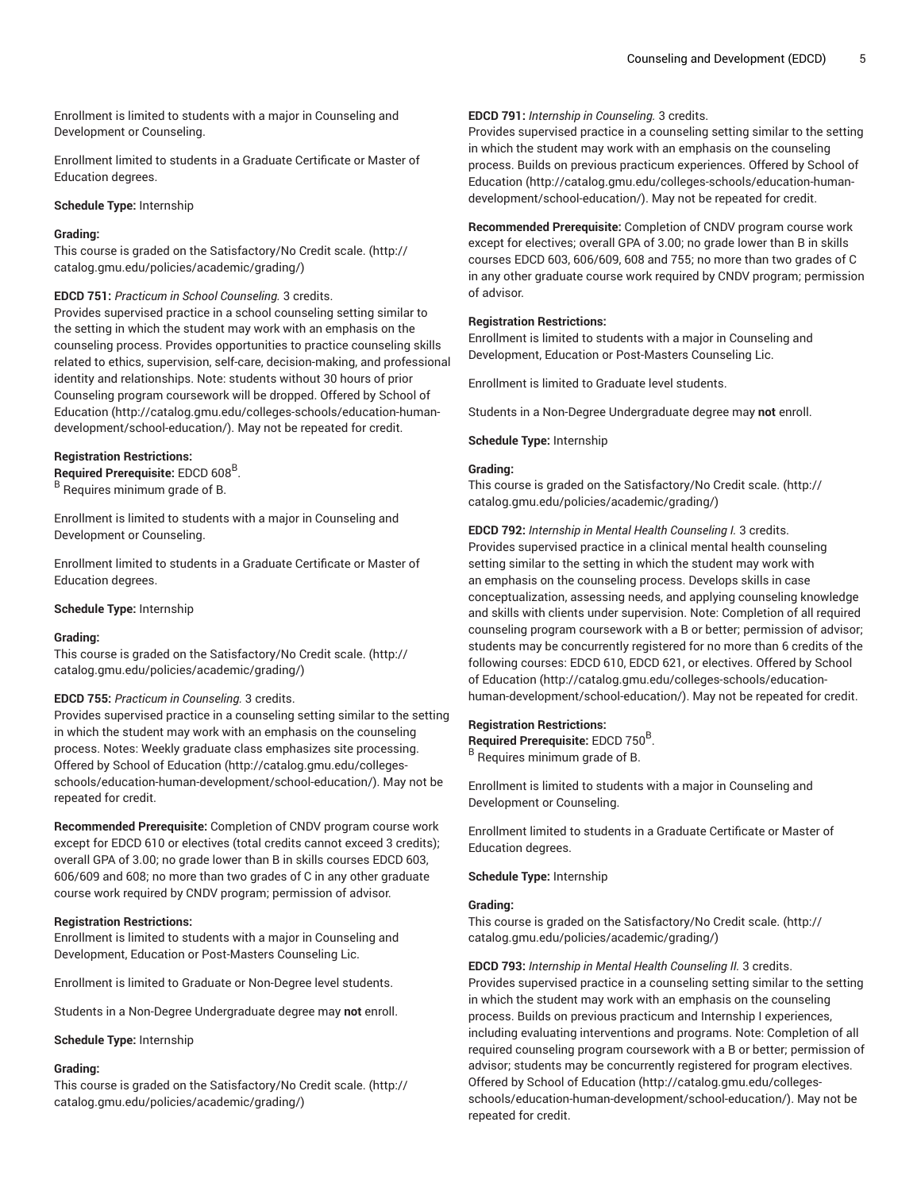Enrollment is limited to students with a major in Counseling and Development or Counseling.

Enrollment limited to students in a Graduate Certificate or Master of Education degrees.

**Schedule Type:** Internship

**Grading:**
This course is graded on the Satisfactory/No Credit scale. (http://catalog.gmu.edu/policies/academic/grading/)

**EDCD 751:** *Practicum in School Counseling.* 3 credits.
Provides supervised practice in a school counseling setting similar to the setting in which the student may work with an emphasis on the counseling process. Provides opportunities to practice counseling skills related to ethics, supervision, self-care, decision-making, and professional identity and relationships. Note: students without 30 hours of prior Counseling program coursework will be dropped. Offered by School of Education (http://catalog.gmu.edu/colleges-schools/education-human-development/school-education/). May not be repeated for credit.

**Registration Restrictions:**
**Required Prerequisite:** EDCD 608[B].
[B] Requires minimum grade of B.

Enrollment is limited to students with a major in Counseling and Development or Counseling.

Enrollment limited to students in a Graduate Certificate or Master of Education degrees.

**Schedule Type:** Internship

**Grading:**
This course is graded on the Satisfactory/No Credit scale. (http://catalog.gmu.edu/policies/academic/grading/)

**EDCD 755:** *Practicum in Counseling.* 3 credits.
Provides supervised practice in a counseling setting similar to the setting in which the student may work with an emphasis on the counseling process. Notes: Weekly graduate class emphasizes site processing. Offered by School of Education (http://catalog.gmu.edu/colleges-schools/education-human-development/school-education/). May not be repeated for credit.

**Recommended Prerequisite:** Completion of CNDV program course work except for EDCD 610 or electives (total credits cannot exceed 3 credits); overall GPA of 3.00; no grade lower than B in skills courses EDCD 603, 606/609 and 608; no more than two grades of C in any other graduate course work required by CNDV program; permission of advisor.

**Registration Restrictions:**
Enrollment is limited to students with a major in Counseling and Development, Education or Post-Masters Counseling Lic.

Enrollment is limited to Graduate or Non-Degree level students.

Students in a Non-Degree Undergraduate degree may **not** enroll.

**Schedule Type:** Internship

**Grading:**
This course is graded on the Satisfactory/No Credit scale. (http://catalog.gmu.edu/policies/academic/grading/)

**EDCD 791:** *Internship in Counseling.* 3 credits.
Provides supervised practice in a counseling setting similar to the setting in which the student may work with an emphasis on the counseling process. Builds on previous practicum experiences. Offered by School of Education (http://catalog.gmu.edu/colleges-schools/education-human-development/school-education/). May not be repeated for credit.

**Recommended Prerequisite:** Completion of CNDV program course work except for electives; overall GPA of 3.00; no grade lower than B in skills courses EDCD 603, 606/609, 608 and 755; no more than two grades of C in any other graduate course work required by CNDV program; permission of advisor.

**Registration Restrictions:**
Enrollment is limited to students with a major in Counseling and Development, Education or Post-Masters Counseling Lic.

Enrollment is limited to Graduate level students.

Students in a Non-Degree Undergraduate degree may **not** enroll.

**Schedule Type:** Internship

**Grading:**
This course is graded on the Satisfactory/No Credit scale. (http://catalog.gmu.edu/policies/academic/grading/)

**EDCD 792:** *Internship in Mental Health Counseling I.* 3 credits.
Provides supervised practice in a clinical mental health counseling setting similar to the setting in which the student may work with an emphasis on the counseling process. Develops skills in case conceptualization, assessing needs, and applying counseling knowledge and skills with clients under supervision. Note: Completion of all required counseling program coursework with a B or better; permission of advisor; students may be concurrently registered for no more than 6 credits of the following courses: EDCD 610, EDCD 621, or electives. Offered by School of Education (http://catalog.gmu.edu/colleges-schools/education-human-development/school-education/). May not be repeated for credit.

**Registration Restrictions:**
**Required Prerequisite:** EDCD 750[B].
[B] Requires minimum grade of B.

Enrollment is limited to students with a major in Counseling and Development or Counseling.

Enrollment limited to students in a Graduate Certificate or Master of Education degrees.

**Schedule Type:** Internship

**Grading:**
This course is graded on the Satisfactory/No Credit scale. (http://catalog.gmu.edu/policies/academic/grading/)

**EDCD 793:** *Internship in Mental Health Counseling II.* 3 credits.
Provides supervised practice in a counseling setting similar to the setting in which the student may work with an emphasis on the counseling process. Builds on previous practicum and Internship I experiences, including evaluating interventions and programs. Note: Completion of all required counseling program coursework with a B or better; permission of advisor; students may be concurrently registered for program electives. Offered by School of Education (http://catalog.gmu.edu/colleges-schools/education-human-development/school-education/). May not be repeated for credit.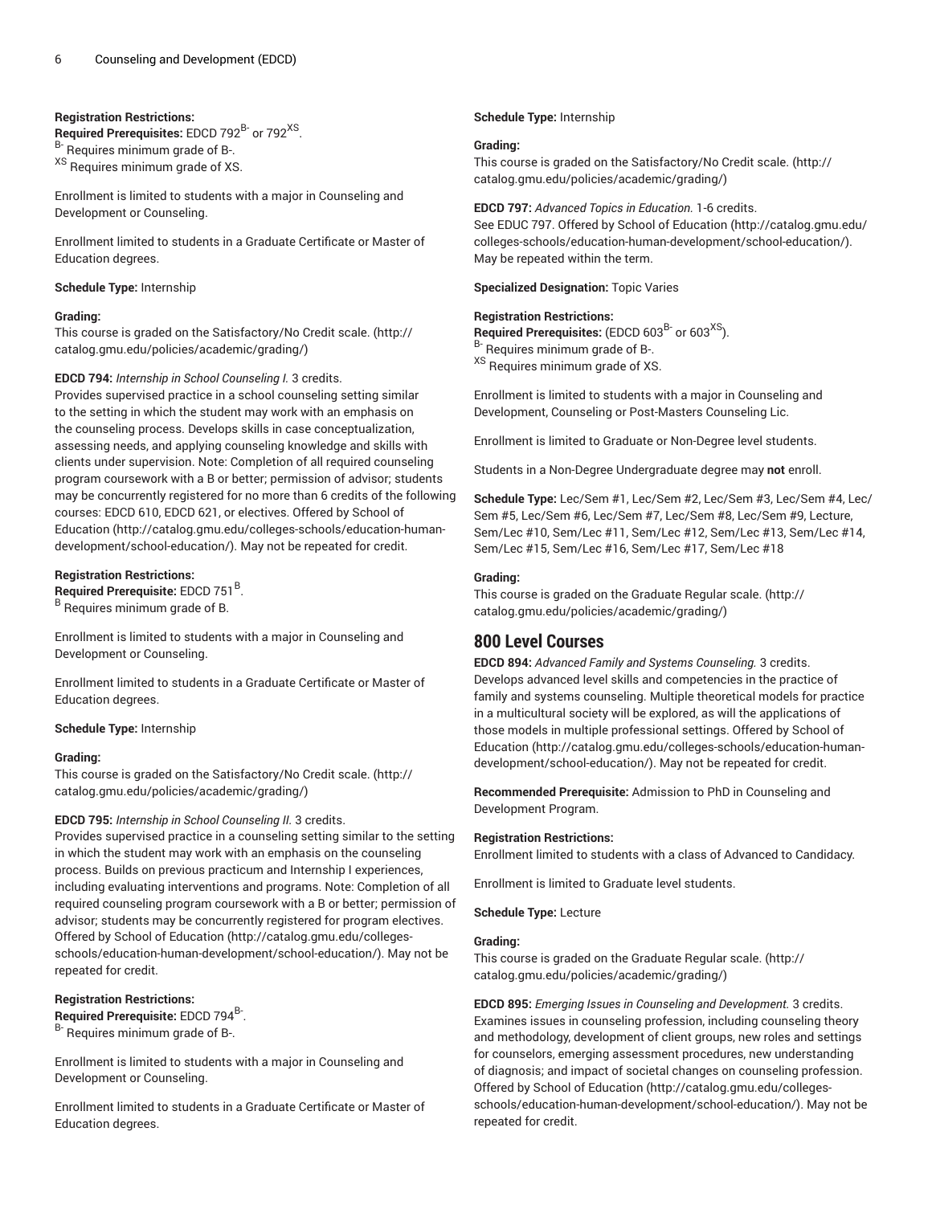**Registration Restrictions:**

**Required Prerequisites:** EDCD 792[B-] or 792[XS].

[B-] Requires minimum grade of B-.

[XS] Requires minimum grade of XS.

Enrollment is limited to students with a major in Counseling and Development or Counseling.

Enrollment limited to students in a Graduate Certificate or Master of Education degrees.

**Schedule Type:** Internship

**Grading:**

This course is graded on the Satisfactory/No Credit scale. (http://catalog.gmu.edu/policies/academic/grading/)

**EDCD 794:** *Internship in School Counseling I.* 3 credits.

Provides supervised practice in a school counseling setting similar to the setting in which the student may work with an emphasis on the counseling process. Develops skills in case conceptualization, assessing needs, and applying counseling knowledge and skills with clients under supervision. Note: Completion of all required counseling program coursework with a B or better; permission of advisor; students may be concurrently registered for no more than 6 credits of the following courses: EDCD 610, EDCD 621, or electives. Offered by School of Education (http://catalog.gmu.edu/colleges-schools/education-human-development/school-education/). May not be repeated for credit.

**Registration Restrictions:**

**Required Prerequisite:** EDCD 751[B].

[B] Requires minimum grade of B.

Enrollment is limited to students with a major in Counseling and Development or Counseling.

Enrollment limited to students in a Graduate Certificate or Master of Education degrees.

**Schedule Type:** Internship

**Grading:**

This course is graded on the Satisfactory/No Credit scale. (http://catalog.gmu.edu/policies/academic/grading/)

**EDCD 795:** *Internship in School Counseling II.* 3 credits.

Provides supervised practice in a counseling setting similar to the setting in which the student may work with an emphasis on the counseling process. Builds on previous practicum and Internship I experiences, including evaluating interventions and programs. Note: Completion of all required counseling program coursework with a B or better; permission of advisor; students may be concurrently registered for program electives. Offered by School of Education (http://catalog.gmu.edu/colleges-schools/education-human-development/school-education/). May not be repeated for credit.

**Registration Restrictions:**

**Required Prerequisite:** EDCD 794[B-].

[B-] Requires minimum grade of B-.

Enrollment is limited to students with a major in Counseling and Development or Counseling.

Enrollment limited to students in a Graduate Certificate or Master of Education degrees.

**Schedule Type:** Internship

**Grading:**

This course is graded on the Satisfactory/No Credit scale. (http://catalog.gmu.edu/policies/academic/grading/)

**EDCD 797:** *Advanced Topics in Education.* 1-6 credits.

See EDUC 797. Offered by School of Education (http://catalog.gmu.edu/colleges-schools/education-human-development/school-education/). May be repeated within the term.

**Specialized Designation:** Topic Varies

**Registration Restrictions:**

**Required Prerequisites:** (EDCD 603[B-] or 603[XS]).

[B-] Requires minimum grade of B-.

[XS] Requires minimum grade of XS.

Enrollment is limited to students with a major in Counseling and Development, Counseling or Post-Masters Counseling Lic.

Enrollment is limited to Graduate or Non-Degree level students.

Students in a Non-Degree Undergraduate degree may **not** enroll.

**Schedule Type:** Lec/Sem #1, Lec/Sem #2, Lec/Sem #3, Lec/Sem #4, Lec/Sem #5, Lec/Sem #6, Lec/Sem #7, Lec/Sem #8, Lec/Sem #9, Lecture, Sem/Lec #10, Sem/Lec #11, Sem/Lec #12, Sem/Lec #13, Sem/Lec #14, Sem/Lec #15, Sem/Lec #16, Sem/Lec #17, Sem/Lec #18

**Grading:**

This course is graded on the Graduate Regular scale. (http://catalog.gmu.edu/policies/academic/grading/)

## 800 Level Courses

**EDCD 894:** *Advanced Family and Systems Counseling.* 3 credits.

Develops advanced level skills and competencies in the practice of family and systems counseling. Multiple theoretical models for practice in a multicultural society will be explored, as will the applications of those models in multiple professional settings. Offered by School of Education (http://catalog.gmu.edu/colleges-schools/education-human-development/school-education/). May not be repeated for credit.

**Recommended Prerequisite:** Admission to PhD in Counseling and Development Program.

**Registration Restrictions:**

Enrollment limited to students with a class of Advanced to Candidacy.

Enrollment is limited to Graduate level students.

**Schedule Type:** Lecture

**Grading:**

This course is graded on the Graduate Regular scale. (http://catalog.gmu.edu/policies/academic/grading/)

**EDCD 895:** *Emerging Issues in Counseling and Development.* 3 credits.

Examines issues in counseling profession, including counseling theory and methodology, development of client groups, new roles and settings for counselors, emerging assessment procedures, new understanding of diagnosis; and impact of societal changes on counseling profession. Offered by School of Education (http://catalog.gmu.edu/colleges-schools/education-human-development/school-education/). May not be repeated for credit.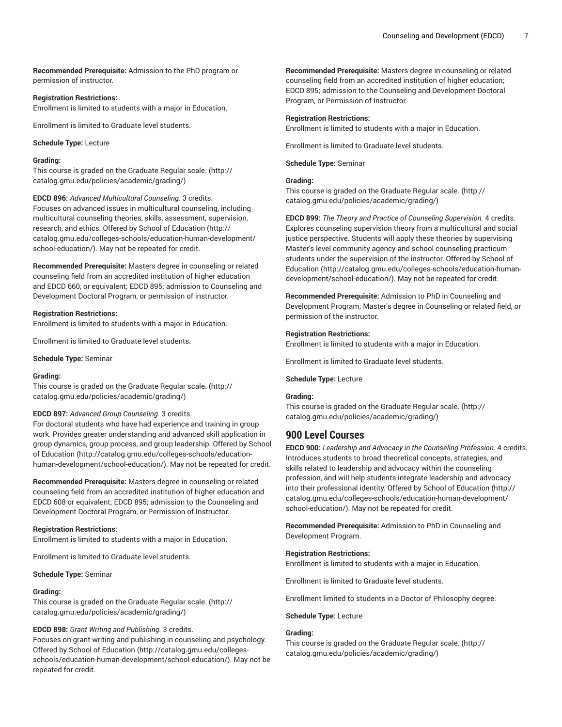**Recommended Prerequisite:** Admission to the PhD program or permission of instructor.

**Registration Restrictions:**
Enrollment is limited to students with a major in Education.

Enrollment is limited to Graduate level students.

**Schedule Type:** Lecture

**Grading:**
This course is graded on the Graduate Regular scale. (http://catalog.gmu.edu/policies/academic/grading/)

**EDCD 896:** *Advanced Multicultural Counseling.* 3 credits.
Focuses on advanced issues in multicultural counseling, including multicultural counseling theories, skills, assessment, supervision, research, and ethics. Offered by School of Education (http://catalog.gmu.edu/colleges-schools/education-human-development/school-education/). May not be repeated for credit.

**Recommended Prerequisite:** Masters degree in counseling or related counseling field from an accredited institution of higher education and EDCD 660, or equivalent; EDCD 895; admission to Counseling and Development Doctoral Program, or permission of instructor.

**Registration Restrictions:**
Enrollment is limited to students with a major in Education.

Enrollment is limited to Graduate level students.

**Schedule Type:** Seminar

**Grading:**
This course is graded on the Graduate Regular scale. (http://catalog.gmu.edu/policies/academic/grading/)

**EDCD 897:** *Advanced Group Counseling.* 3 credits.
For doctoral students who have had experience and training in group work. Provides greater understanding and advanced skill application in group dynamics, group process, and group leadership. Offered by School of Education (http://catalog.gmu.edu/colleges-schools/education-human-development/school-education/). May not be repeated for credit.

**Recommended Prerequisite:** Masters degree in counseling or related counseling field from an accredited institution of higher education and EDCD 608 or equivalent; EDCD 895; admission to the Counseling and Development Doctoral Program, or Permission of Instructor.

**Registration Restrictions:**
Enrollment is limited to students with a major in Education.

Enrollment is limited to Graduate level students.

**Schedule Type:** Seminar

**Grading:**
This course is graded on the Graduate Regular scale. (http://catalog.gmu.edu/policies/academic/grading/)

**EDCD 898:** *Grant Writing and Publishing.* 3 credits.
Focuses on grant writing and publishing in counseling and psychology. Offered by School of Education (http://catalog.gmu.edu/colleges-schools/education-human-development/school-education/). May not be repeated for credit.

**Recommended Prerequisite:** Masters degree in counseling or related counseling field from an accredited institution of higher education; EDCD 895; admission to the Counseling and Development Doctoral Program, or Permission of Instructor.

**Registration Restrictions:**
Enrollment is limited to students with a major in Education.

Enrollment is limited to Graduate level students.

**Schedule Type:** Seminar

**Grading:**
This course is graded on the Graduate Regular scale. (http://catalog.gmu.edu/policies/academic/grading/)

**EDCD 899:** *The Theory and Practice of Counseling Supervision.* 4 credits.
Explores counseling supervision theory from a multicultural and social justice perspective. Students will apply these theories by supervising Master's level community agency and school counseling practicum students under the supervision of the instructor. Offered by School of Education (http://catalog.gmu.edu/colleges-schools/education-human-development/school-education/). May not be repeated for credit.

**Recommended Prerequisite:** Admission to PhD in Counseling and Development Program; Master's degree in Counseling or related field, or permission of the instructor.

**Registration Restrictions:**
Enrollment is limited to students with a major in Education.

Enrollment is limited to Graduate level students.

**Schedule Type:** Lecture

**Grading:**
This course is graded on the Graduate Regular scale. (http://catalog.gmu.edu/policies/academic/grading/)

## 900 Level Courses

**EDCD 900:** *Leadership and Advocacy in the Counseling Profession.* 4 credits.
Introduces students to broad theoretical concepts, strategies, and skills related to leadership and advocacy within the counseling profession, and will help students integrate leadership and advocacy into their professional identity. Offered by School of Education (http://catalog.gmu.edu/colleges-schools/education-human-development/school-education/). May not be repeated for credit.

**Recommended Prerequisite:** Admission to PhD in Counseling and Development Program.

**Registration Restrictions:**
Enrollment is limited to students with a major in Education.

Enrollment is limited to Graduate level students.

Enrollment limited to students in a Doctor of Philosophy degree.

**Schedule Type:** Lecture

**Grading:**
This course is graded on the Graduate Regular scale. (http://catalog.gmu.edu/policies/academic/grading/)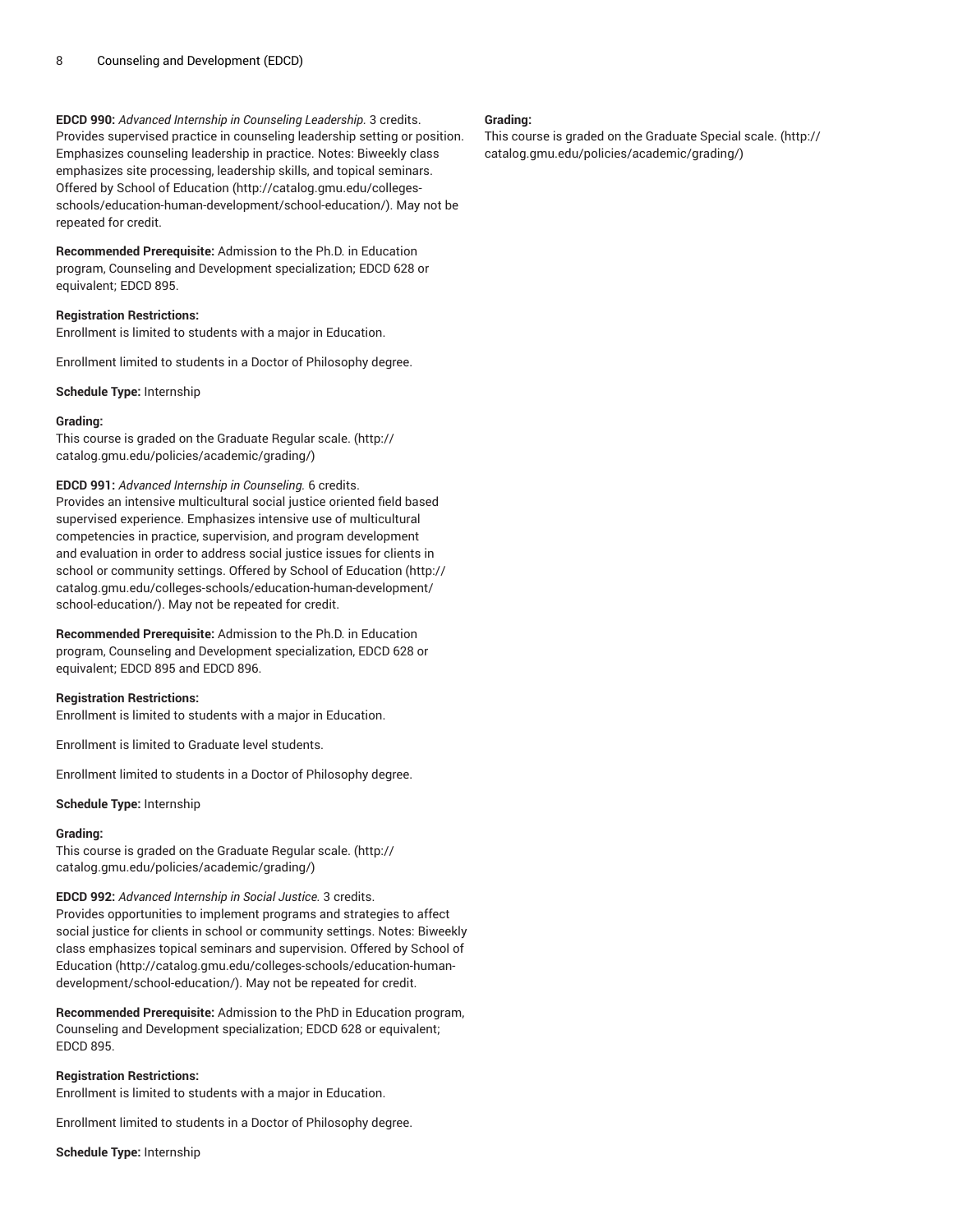**EDCD 990:** *Advanced Internship in Counseling Leadership.* 3 credits.
Provides supervised practice in counseling leadership setting or position. Emphasizes counseling leadership in practice. Notes: Biweekly class emphasizes site processing, leadership skills, and topical seminars. Offered by School of Education (http://catalog.gmu.edu/colleges-schools/education-human-development/school-education/). May not be repeated for credit.

**Recommended Prerequisite:** Admission to the Ph.D. in Education program, Counseling and Development specialization; EDCD 628 or equivalent; EDCD 895.

**Registration Restrictions:**
Enrollment is limited to students with a major in Education.

Enrollment limited to students in a Doctor of Philosophy degree.

**Schedule Type:** Internship

**Grading:**
This course is graded on the Graduate Regular scale. (http://catalog.gmu.edu/policies/academic/grading/)

**EDCD 991:** *Advanced Internship in Counseling.* 6 credits.
Provides an intensive multicultural social justice oriented field based supervised experience. Emphasizes intensive use of multicultural competencies in practice, supervision, and program development and evaluation in order to address social justice issues for clients in school or community settings. Offered by School of Education (http://catalog.gmu.edu/colleges-schools/education-human-development/school-education/). May not be repeated for credit.

**Recommended Prerequisite:** Admission to the Ph.D. in Education program, Counseling and Development specialization, EDCD 628 or equivalent; EDCD 895 and EDCD 896.

**Registration Restrictions:**
Enrollment is limited to students with a major in Education.

Enrollment is limited to Graduate level students.

Enrollment limited to students in a Doctor of Philosophy degree.

**Schedule Type:** Internship

**Grading:**
This course is graded on the Graduate Regular scale. (http://catalog.gmu.edu/policies/academic/grading/)

**EDCD 992:** *Advanced Internship in Social Justice.* 3 credits.
Provides opportunities to implement programs and strategies to affect social justice for clients in school or community settings. Notes: Biweekly class emphasizes topical seminars and supervision. Offered by School of Education (http://catalog.gmu.edu/colleges-schools/education-human-development/school-education/). May not be repeated for credit.

**Recommended Prerequisite:** Admission to the PhD in Education program, Counseling and Development specialization; EDCD 628 or equivalent; EDCD 895.

**Registration Restrictions:**
Enrollment is limited to students with a major in Education.

Enrollment limited to students in a Doctor of Philosophy degree.

**Schedule Type:** Internship

**Grading:**
This course is graded on the Graduate Special scale. (http://catalog.gmu.edu/policies/academic/grading/)